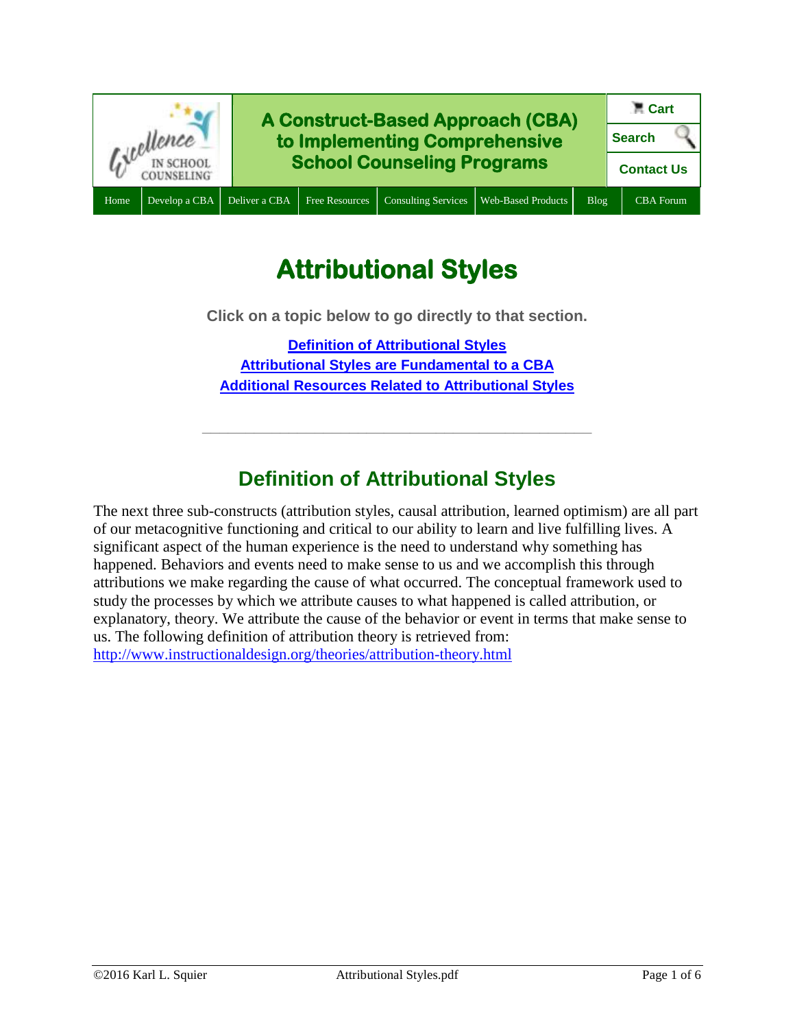A Construct-Based Approach (CBA) to Implementing Comprehensive School Counseling Programs

Cart | Search | Contact Us

Home | Develop a CBA | Deliver a CBA | Free Resources | Consulting Services | Web-Based Products | Blog | CBA Forum

# Attributional Styles

**Click on a topic below to go directly to that section.**

**Definition of Attributional Styles**
**Attributional Styles are Fundamental to a CBA**
**Additional Resources Related to Attributional Styles**

---

## Definition of Attributional Styles

The next three sub-constructs (attribution styles, causal attribution, learned optimism) are all part of our metacognitive functioning and critical to our ability to learn and live fulfilling lives. A significant aspect of the human experience is the need to understand why something has happened. Behaviors and events need to make sense to us and we accomplish this through attributions we make regarding the cause of what occurred. The conceptual framework used to study the processes by which we attribute causes to what happened is called attribution, or explanatory, theory. We attribute the cause of the behavior or event in terms that make sense to us. The following definition of attribution theory is retrieved from: http://www.instructionaldesign.org/theories/attribution-theory.html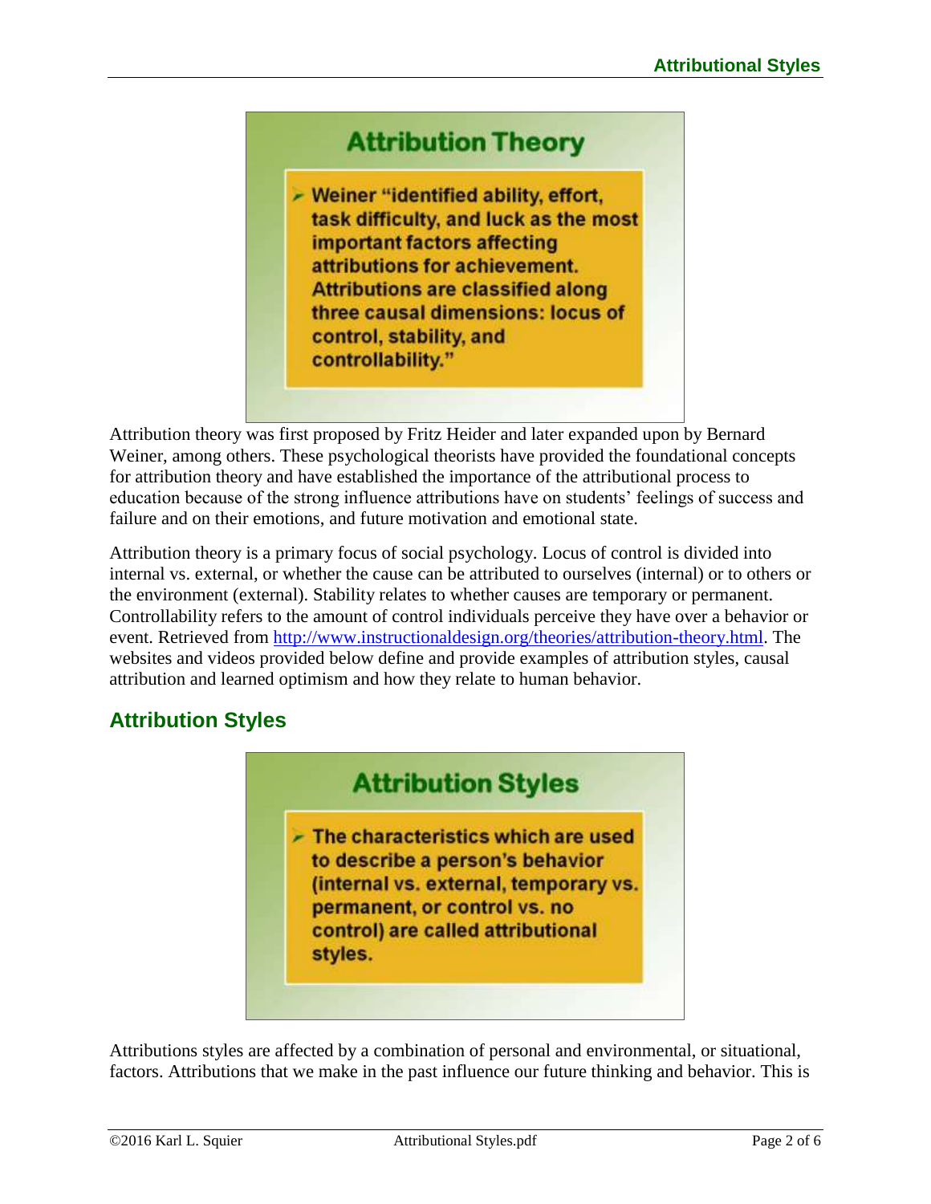## Attribution Theory

- Weiner "identified ability, effort, task difficulty, and luck as the most important factors affecting attributions for achievement. Attributions are classified along three causal dimensions: locus of control, stability, and controllability."

Attribution theory was first proposed by Fritz Heider and later expanded upon by Bernard Weiner, among others. These psychological theorists have provided the foundational concepts for attribution theory and have established the importance of the attributional process to education because of the strong influence attributions have on students' feelings of success and failure and on their emotions, and future motivation and emotional state.

Attribution theory is a primary focus of social psychology. Locus of control is divided into internal vs. external, or whether the cause can be attributed to ourselves (internal) or to others or the environment (external). Stability relates to whether causes are temporary or permanent. Controllability refers to the amount of control individuals perceive they have over a behavior or event. Retrieved from [http://www.instructionaldesign.org/theories/attribution-theory.html](http://www.instructionaldesign.org/theories/attribution-theory.html). The websites and videos provided below define and provide examples of attribution styles, causal attribution and learned optimism and how they relate to human behavior.

## Attribution Styles

### Attribution Styles

- The characteristics which are used to describe a person's behavior (internal vs. external, temporary vs. permanent, or control vs. no control) are called attributional styles.

Attributions styles are affected by a combination of personal and environmental, or situational, factors. Attributions that we make in the past influence our future thinking and behavior. This is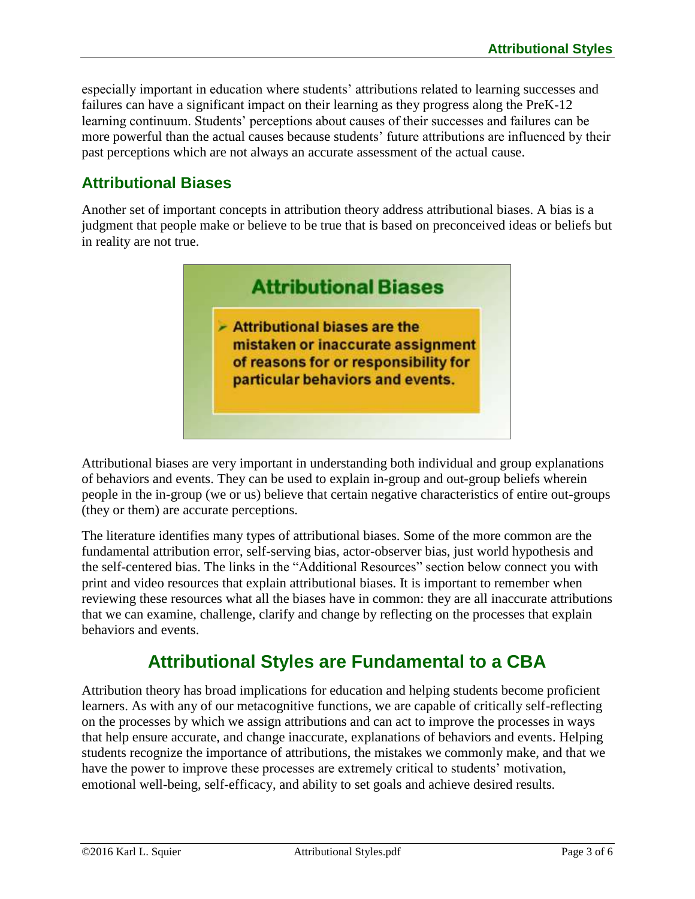especially important in education where students' attributions related to learning successes and failures can have a significant impact on their learning as they progress along the PreK-12 learning continuum. Students' perceptions about causes of their successes and failures can be more powerful than the actual causes because students' future attributions are influenced by their past perceptions which are not always an accurate assessment of the actual cause.

## Attributional Biases

Another set of important concepts in attribution theory address attributional biases. A bias is a judgment that people make or believe to be true that is based on preconceived ideas or beliefs but in reality are not true.

**Attributional Biases**

- **Attributional biases are the mistaken or inaccurate assignment of reasons for or responsibility for particular behaviors and events.**

Attributional biases are very important in understanding both individual and group explanations of behaviors and events. They can be used to explain in-group and out-group beliefs wherein people in the in-group (we or us) believe that certain negative characteristics of entire out-groups (they or them) are accurate perceptions.

The literature identifies many types of attributional biases. Some of the more common are the fundamental attribution error, self-serving bias, actor-observer bias, just world hypothesis and the self-centered bias. The links in the "Additional Resources" section below connect you with print and video resources that explain attributional biases. It is important to remember when reviewing these resources what all the biases have in common: they are all inaccurate attributions that we can examine, challenge, clarify and change by reflecting on the processes that explain behaviors and events.

# Attributional Styles are Fundamental to a CBA

Attribution theory has broad implications for education and helping students become proficient learners. As with any of our metacognitive functions, we are capable of critically self-reflecting on the processes by which we assign attributions and can act to improve the processes in ways that help ensure accurate, and change inaccurate, explanations of behaviors and events. Helping students recognize the importance of attributions, the mistakes we commonly make, and that we have the power to improve these processes are extremely critical to students' motivation, emotional well-being, self-efficacy, and ability to set goals and achieve desired results.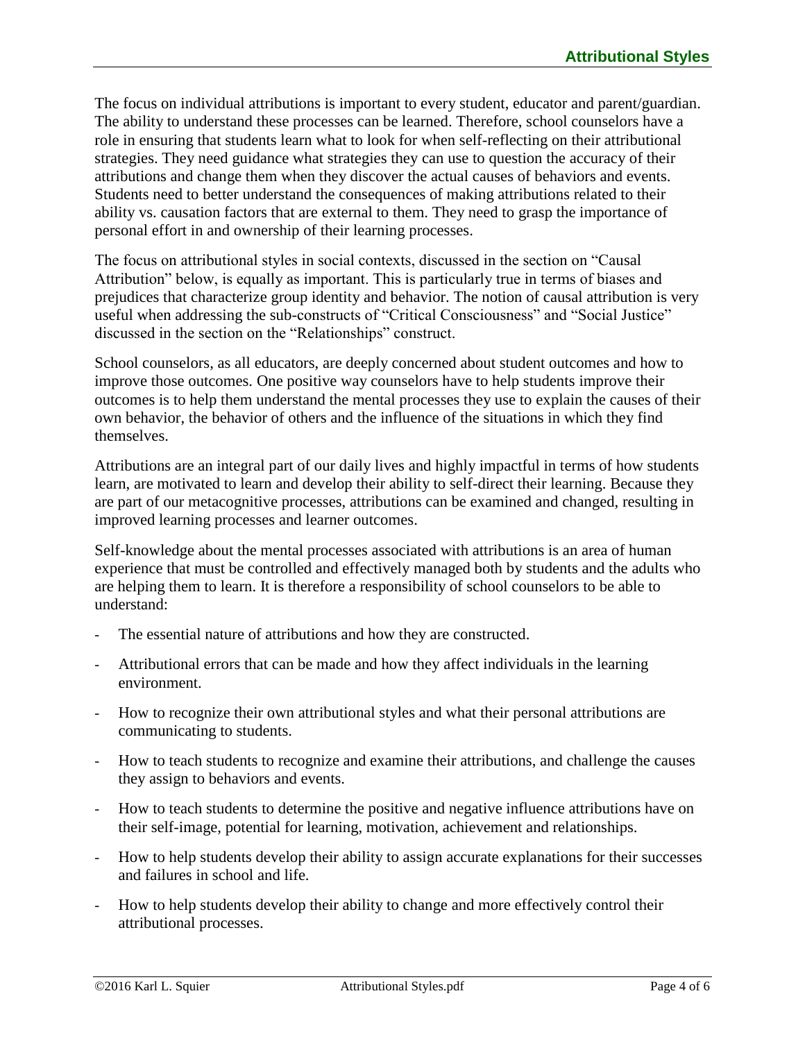The focus on individual attributions is important to every student, educator and parent/guardian. The ability to understand these processes can be learned. Therefore, school counselors have a role in ensuring that students learn what to look for when self-reflecting on their attributional strategies. They need guidance what strategies they can use to question the accuracy of their attributions and change them when they discover the actual causes of behaviors and events. Students need to better understand the consequences of making attributions related to their ability vs. causation factors that are external to them. They need to grasp the importance of personal effort in and ownership of their learning processes.

The focus on attributional styles in social contexts, discussed in the section on "Causal Attribution" below, is equally as important. This is particularly true in terms of biases and prejudices that characterize group identity and behavior. The notion of causal attribution is very useful when addressing the sub-constructs of "Critical Consciousness" and "Social Justice" discussed in the section on the "Relationships" construct.

School counselors, as all educators, are deeply concerned about student outcomes and how to improve those outcomes. One positive way counselors have to help students improve their outcomes is to help them understand the mental processes they use to explain the causes of their own behavior, the behavior of others and the influence of the situations in which they find themselves.

Attributions are an integral part of our daily lives and highly impactful in terms of how students learn, are motivated to learn and develop their ability to self-direct their learning. Because they are part of our metacognitive processes, attributions can be examined and changed, resulting in improved learning processes and learner outcomes.

Self-knowledge about the mental processes associated with attributions is an area of human experience that must be controlled and effectively managed both by students and the adults who are helping them to learn. It is therefore a responsibility of school counselors to be able to understand:

- The essential nature of attributions and how they are constructed.
- Attributional errors that can be made and how they affect individuals in the learning environment.
- How to recognize their own attributional styles and what their personal attributions are communicating to students.
- How to teach students to recognize and examine their attributions, and challenge the causes they assign to behaviors and events.
- How to teach students to determine the positive and negative influence attributions have on their self-image, potential for learning, motivation, achievement and relationships.
- How to help students develop their ability to assign accurate explanations for their successes and failures in school and life.
- How to help students develop their ability to change and more effectively control their attributional processes.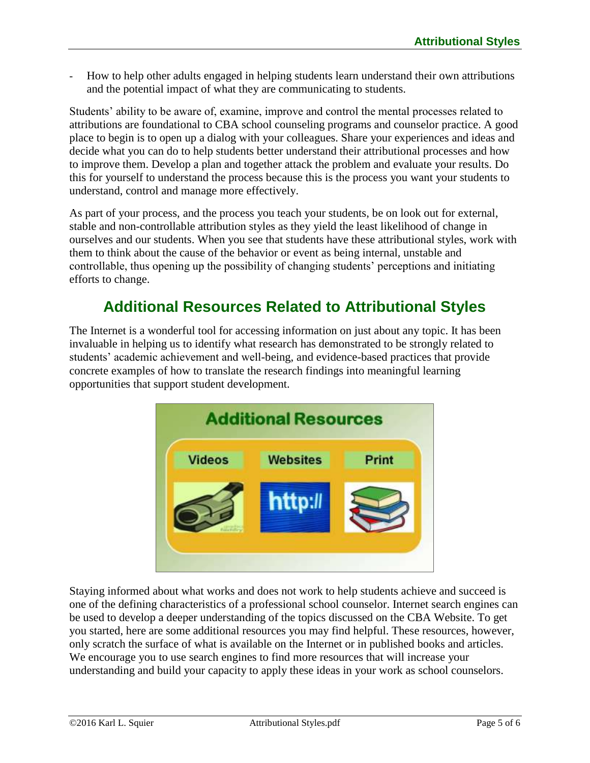- How to help other adults engaged in helping students learn understand their own attributions and the potential impact of what they are communicating to students.

Students' ability to be aware of, examine, improve and control the mental processes related to attributions are foundational to CBA school counseling programs and counselor practice. A good place to begin is to open up a dialog with your colleagues. Share your experiences and ideas and decide what you can do to help students better understand their attributional processes and how to improve them. Develop a plan and together attack the problem and evaluate your results. Do this for yourself to understand the process because this is the process you want your students to understand, control and manage more effectively.

As part of your process, and the process you teach your students, be on look out for external, stable and non-controllable attribution styles as they yield the least likelihood of change in ourselves and our students. When you see that students have these attributional styles, work with them to think about the cause of the behavior or event as being internal, unstable and controllable, thus opening up the possibility of changing students' perceptions and initiating efforts to change.

## Additional Resources Related to Attributional Styles

The Internet is a wonderful tool for accessing information on just about any topic. It has been invaluable in helping us to identify what research has demonstrated to be strongly related to students' academic achievement and well-being, and evidence-based practices that provide concrete examples of how to translate the research findings into meaningful learning opportunities that support student development.

Staying informed about what works and does not work to help students achieve and succeed is one of the defining characteristics of a professional school counselor. Internet search engines can be used to develop a deeper understanding of the topics discussed on the CBA Website. To get you started, here are some additional resources you may find helpful. These resources, however, only scratch the surface of what is available on the Internet or in published books and articles. We encourage you to use search engines to find more resources that will increase your understanding and build your capacity to apply these ideas in your work as school counselors.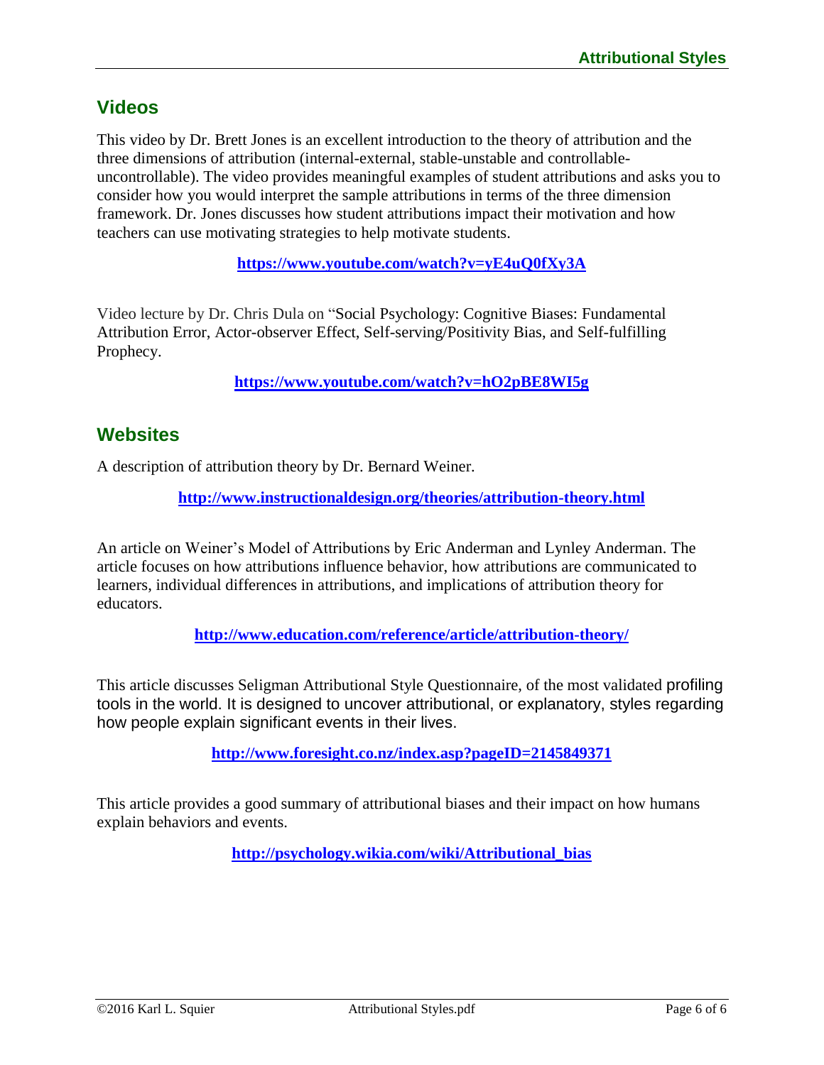## Videos

This video by Dr. Brett Jones is an excellent introduction to the theory of attribution and the three dimensions of attribution (internal-external, stable-unstable and controllable-uncontrollable). The video provides meaningful examples of student attributions and asks you to consider how you would interpret the sample attributions in terms of the three dimension framework. Dr. Jones discusses how student attributions impact their motivation and how teachers can use motivating strategies to help motivate students.

**https://www.youtube.com/watch?v=yE4uQ0fXy3A**

Video lecture by Dr. Chris Dula on "Social Psychology: Cognitive Biases: Fundamental Attribution Error, Actor-observer Effect, Self-serving/Positivity Bias, and Self-fulfilling Prophecy.

**https://www.youtube.com/watch?v=hO2pBE8WI5g**

## Websites

A description of attribution theory by Dr. Bernard Weiner.

**http://www.instructionaldesign.org/theories/attribution-theory.html**

An article on Weiner's Model of Attributions by Eric Anderman and Lynley Anderman. The article focuses on how attributions influence behavior, how attributions are communicated to learners, individual differences in attributions, and implications of attribution theory for educators.

**http://www.education.com/reference/article/attribution-theory/**

This article discusses Seligman Attributional Style Questionnaire, of the most validated profiling tools in the world. It is designed to uncover attributional, or explanatory, styles regarding how people explain significant events in their lives.

**http://www.foresight.co.nz/index.asp?pageID=2145849371**

This article provides a good summary of attributional biases and their impact on how humans explain behaviors and events.

**http://psychology.wikia.com/wiki/Attributional_bias**